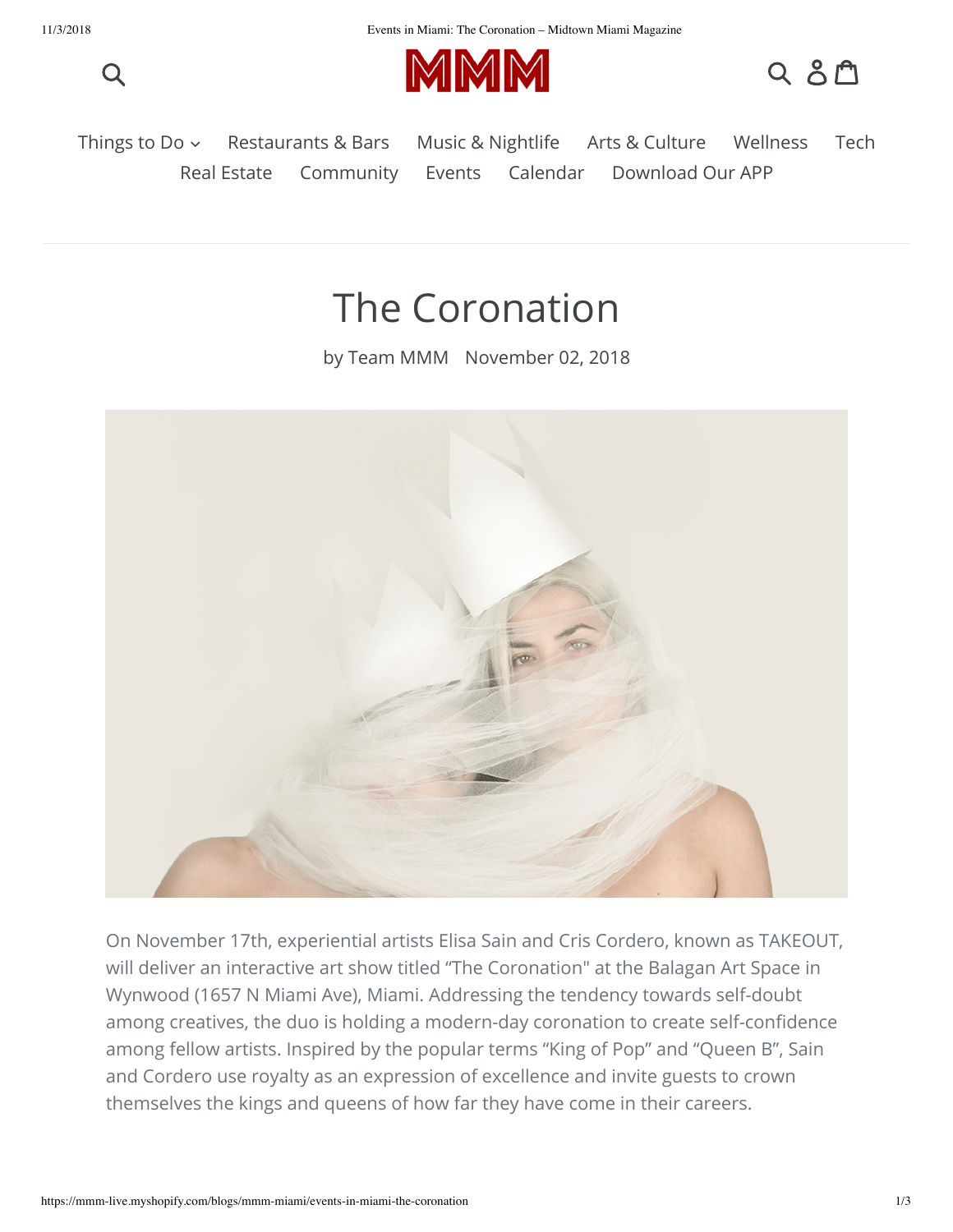MMM

Things to Do ⌄ Restaurants & Bars Music & Nightlife Arts & Culture Wellness Tech Real Estate Community Events Calendar Download Our APP

# The Coronation

by Team MMM November 02, 2018

On November 17th, experiential artists Elisa Sain and Cris Cordero, known as TAKEOUT, will deliver an interactive art show titled "The Coronation" at the Balagan Art Space in Wynwood (1657 N Miami Ave), Miami. Addressing the tendency towards self-doubt among creatives, the duo is holding a modern-day coronation to create self-confidence among fellow artists. Inspired by the popular terms "King of Pop" and "Queen B", Sain and Cordero use royalty as an expression of excellence and invite guests to crown themselves the kings and queens of how far they have come in their careers.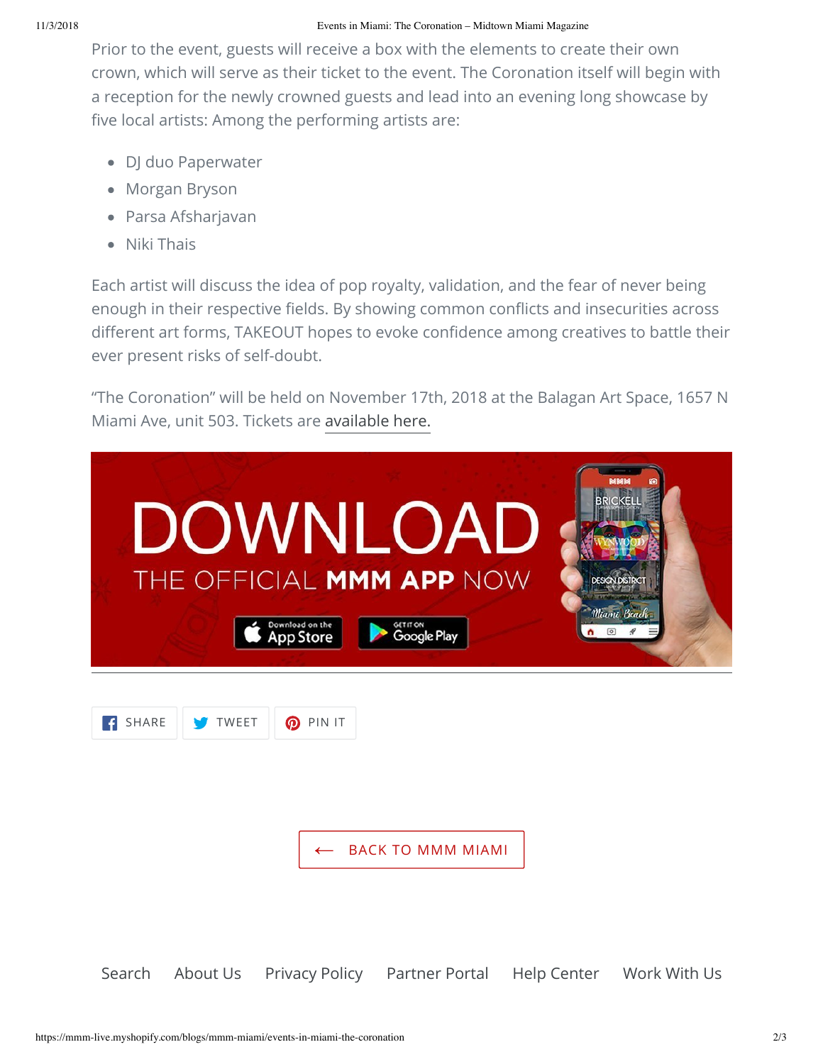Prior to the event, guests will receive a box with the elements to create their own crown, which will serve as their ticket to the event. The Coronation itself will begin with a reception for the newly crowned guests and lead into an evening long showcase by five local artists: Among the performing artists are:

- DJ duo Paperwater
- Morgan Bryson
- Parsa Afsharjavan
- Niki Thais

Each artist will discuss the idea of pop royalty, validation, and the fear of never being enough in their respective fields. By showing common conflicts and insecurities across different art forms, TAKEOUT hopes to evoke confidence among creatives to battle their ever present risks of self-doubt.

"The Coronation" will be held on November 17th, 2018 at the Balagan Art Space, 1657 N Miami Ave, unit 503. Tickets are available here.

DOWNLOAD THE OFFICIAL MMM APP NOW

Download on the App Store | GET IT ON Google Play

SHARE | TWEET | PIN IT

← BACK TO MMM MIAMI

Search | About Us | Privacy Policy | Partner Portal | Help Center | Work With Us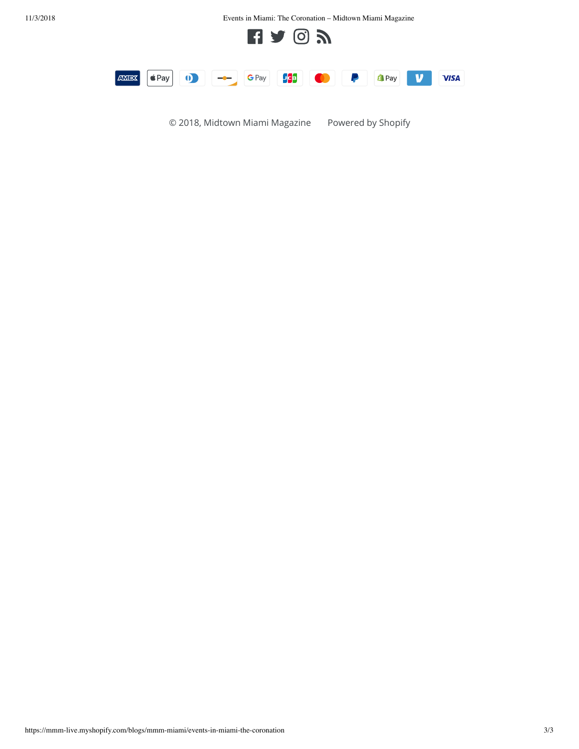© 2018, Midtown Miami Magazine Powered by Shopify